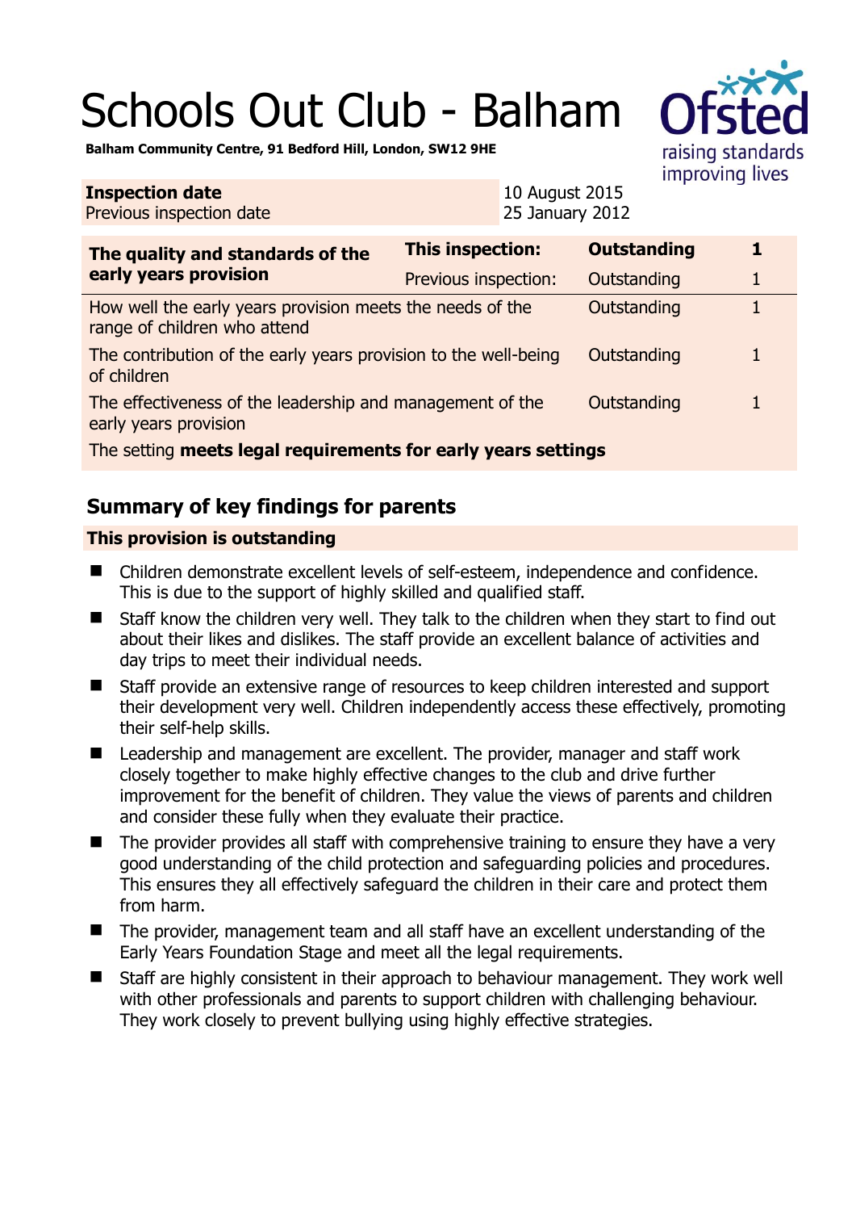# Schools Out Club - Balham

**Balham Community Centre, 91 Bedford Hill, London, SW12 9HE**

| **Inspection date** | 10 August 2015 |
|---|---|
| Previous inspection date | 25 January 2012 |

| **The quality and standards of the early years provision** | **This inspection:** | **Outstanding** | **1** |
|---|---|---|---|
| | Previous inspection: | Outstanding | 1 |
| How well the early years provision meets the needs of the range of children who attend | | Outstanding | 1 |
| The contribution of the early years provision to the well-being of children | | Outstanding | 1 |
| The effectiveness of the leadership and management of the early years provision | | Outstanding | 1 |
| The setting **meets legal requirements for early years settings** | | | |

## Summary of key findings for parents

### This provision is outstanding

- Children demonstrate excellent levels of self-esteem, independence and confidence. This is due to the support of highly skilled and qualified staff.
- Staff know the children very well. They talk to the children when they start to find out about their likes and dislikes. The staff provide an excellent balance of activities and day trips to meet their individual needs.
- Staff provide an extensive range of resources to keep children interested and support their development very well. Children independently access these effectively, promoting their self-help skills.
- Leadership and management are excellent. The provider, manager and staff work closely together to make highly effective changes to the club and drive further improvement for the benefit of children. They value the views of parents and children and consider these fully when they evaluate their practice.
- The provider provides all staff with comprehensive training to ensure they have a very good understanding of the child protection and safeguarding policies and procedures. This ensures they all effectively safeguard the children in their care and protect them from harm.
- The provider, management team and all staff have an excellent understanding of the Early Years Foundation Stage and meet all the legal requirements.
- Staff are highly consistent in their approach to behaviour management. They work well with other professionals and parents to support children with challenging behaviour. They work closely to prevent bullying using highly effective strategies.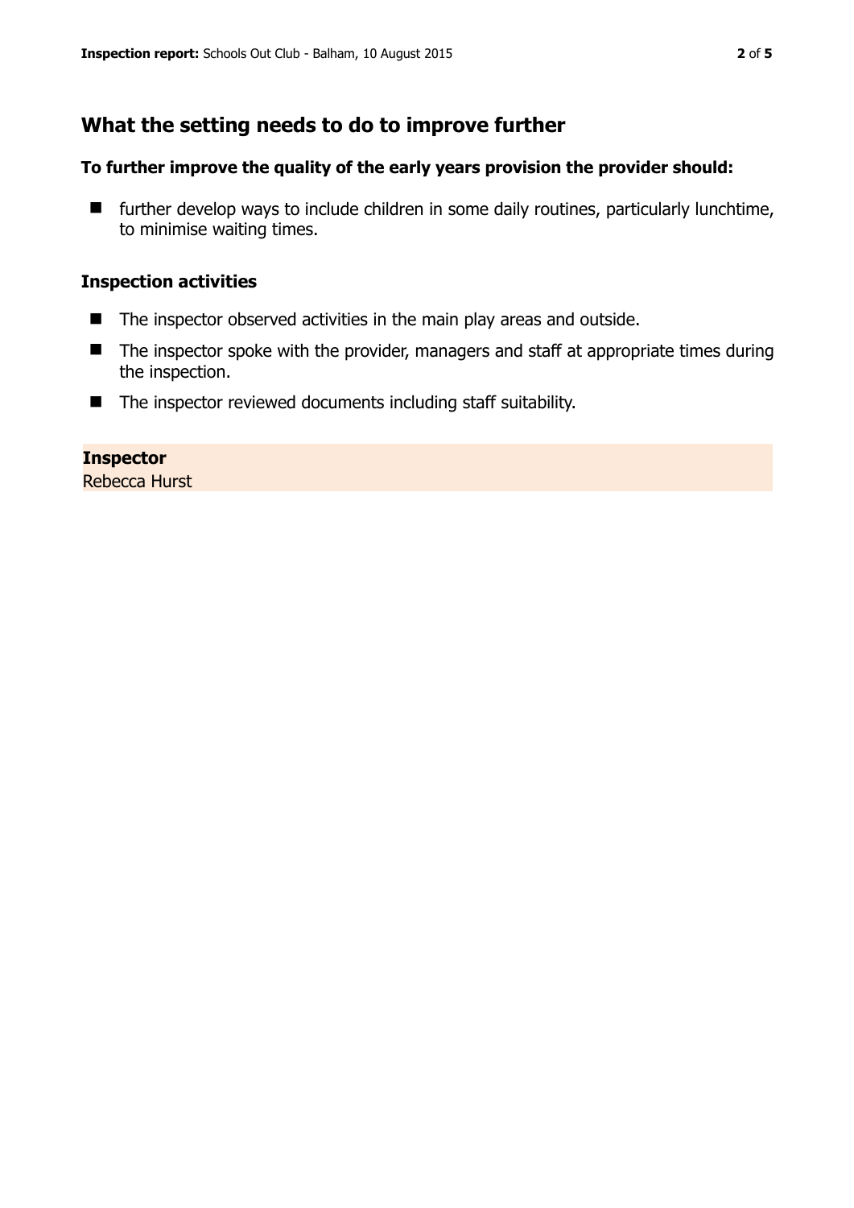## What the setting needs to do to improve further

**To further improve the quality of the early years provision the provider should:**

- further develop ways to include children in some daily routines, particularly lunchtime, to minimise waiting times.

### Inspection activities

- The inspector observed activities in the main play areas and outside.
- The inspector spoke with the provider, managers and staff at appropriate times during the inspection.
- The inspector reviewed documents including staff suitability.

**Inspector**
Rebecca Hurst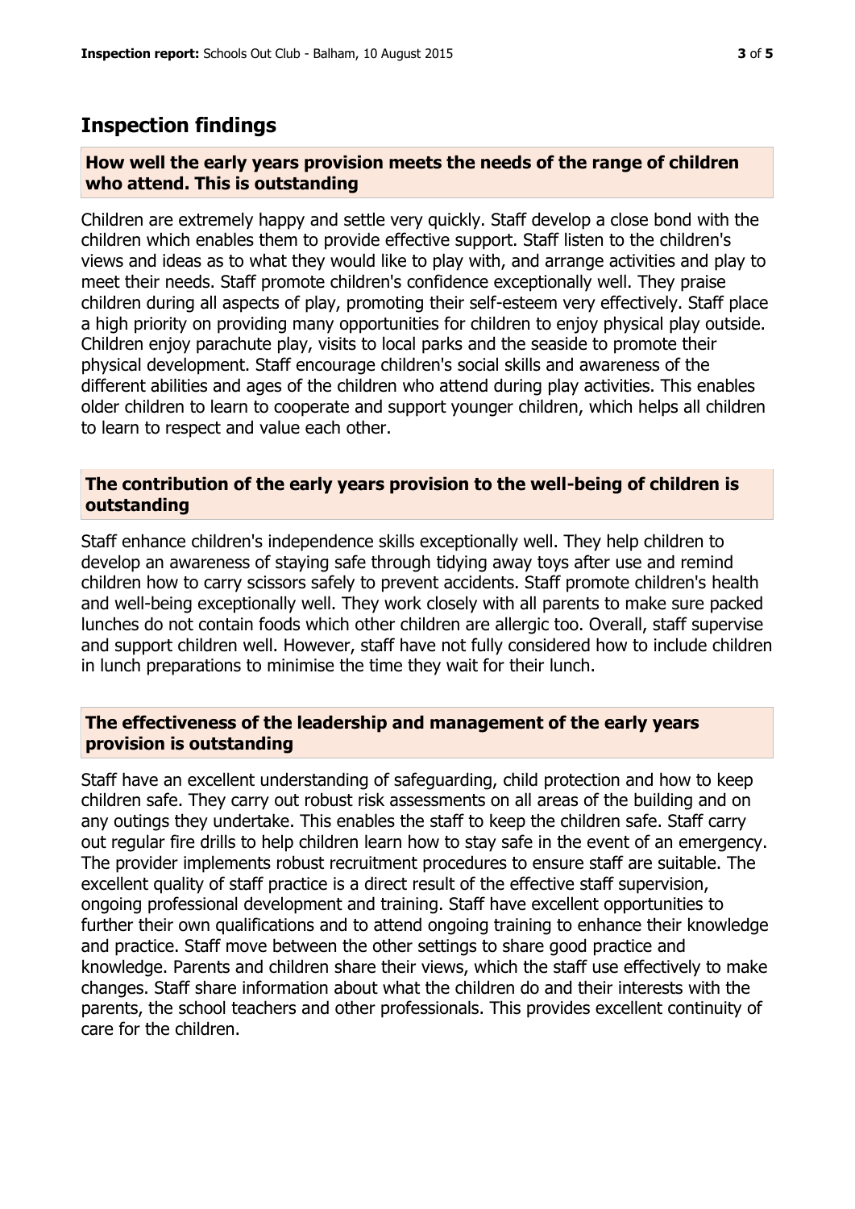## Inspection findings

### How well the early years provision meets the needs of the range of children who attend. This is outstanding

Children are extremely happy and settle very quickly. Staff develop a close bond with the children which enables them to provide effective support. Staff listen to the children's views and ideas as to what they would like to play with, and arrange activities and play to meet their needs. Staff promote children's confidence exceptionally well. They praise children during all aspects of play, promoting their self-esteem very effectively. Staff place a high priority on providing many opportunities for children to enjoy physical play outside. Children enjoy parachute play, visits to local parks and the seaside to promote their physical development. Staff encourage children's social skills and awareness of the different abilities and ages of the children who attend during play activities. This enables older children to learn to cooperate and support younger children, which helps all children to learn to respect and value each other.

### The contribution of the early years provision to the well-being of children is outstanding

Staff enhance children's independence skills exceptionally well. They help children to develop an awareness of staying safe through tidying away toys after use and remind children how to carry scissors safely to prevent accidents. Staff promote children's health and well-being exceptionally well. They work closely with all parents to make sure packed lunches do not contain foods which other children are allergic too. Overall, staff supervise and support children well. However, staff have not fully considered how to include children in lunch preparations to minimise the time they wait for their lunch.

### The effectiveness of the leadership and management of the early years provision is outstanding

Staff have an excellent understanding of safeguarding, child protection and how to keep children safe. They carry out robust risk assessments on all areas of the building and on any outings they undertake. This enables the staff to keep the children safe. Staff carry out regular fire drills to help children learn how to stay safe in the event of an emergency. The provider implements robust recruitment procedures to ensure staff are suitable. The excellent quality of staff practice is a direct result of the effective staff supervision, ongoing professional development and training. Staff have excellent opportunities to further their own qualifications and to attend ongoing training to enhance their knowledge and practice. Staff move between the other settings to share good practice and knowledge. Parents and children share their views, which the staff use effectively to make changes. Staff share information about what the children do and their interests with the parents, the school teachers and other professionals. This provides excellent continuity of care for the children.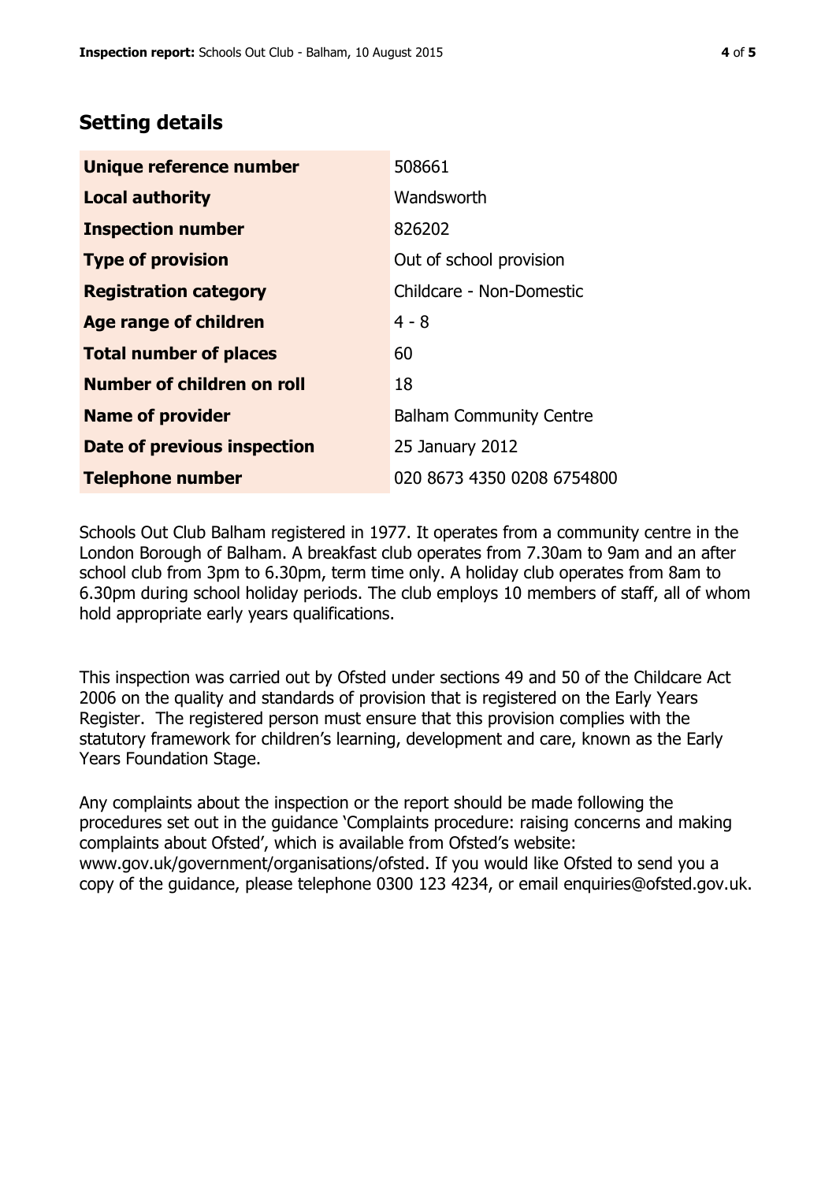## Setting details

| | |
|---|---|
| **Unique reference number** | 508661 |
| **Local authority** | Wandsworth |
| **Inspection number** | 826202 |
| **Type of provision** | Out of school provision |
| **Registration category** | Childcare - Non-Domestic |
| **Age range of children** | 4 - 8 |
| **Total number of places** | 60 |
| **Number of children on roll** | 18 |
| **Name of provider** | Balham Community Centre |
| **Date of previous inspection** | 25 January 2012 |
| **Telephone number** | 020 8673 4350 0208 6754800 |

Schools Out Club Balham registered in 1977. It operates from a community centre in the London Borough of Balham. A breakfast club operates from 7.30am to 9am and an after school club from 3pm to 6.30pm, term time only. A holiday club operates from 8am to 6.30pm during school holiday periods. The club employs 10 members of staff, all of whom hold appropriate early years qualifications.

This inspection was carried out by Ofsted under sections 49 and 50 of the Childcare Act 2006 on the quality and standards of provision that is registered on the Early Years Register. The registered person must ensure that this provision complies with the statutory framework for children's learning, development and care, known as the Early Years Foundation Stage.

Any complaints about the inspection or the report should be made following the procedures set out in the guidance 'Complaints procedure: raising concerns and making complaints about Ofsted', which is available from Ofsted's website: www.gov.uk/government/organisations/ofsted. If you would like Ofsted to send you a copy of the guidance, please telephone 0300 123 4234, or email enquiries@ofsted.gov.uk.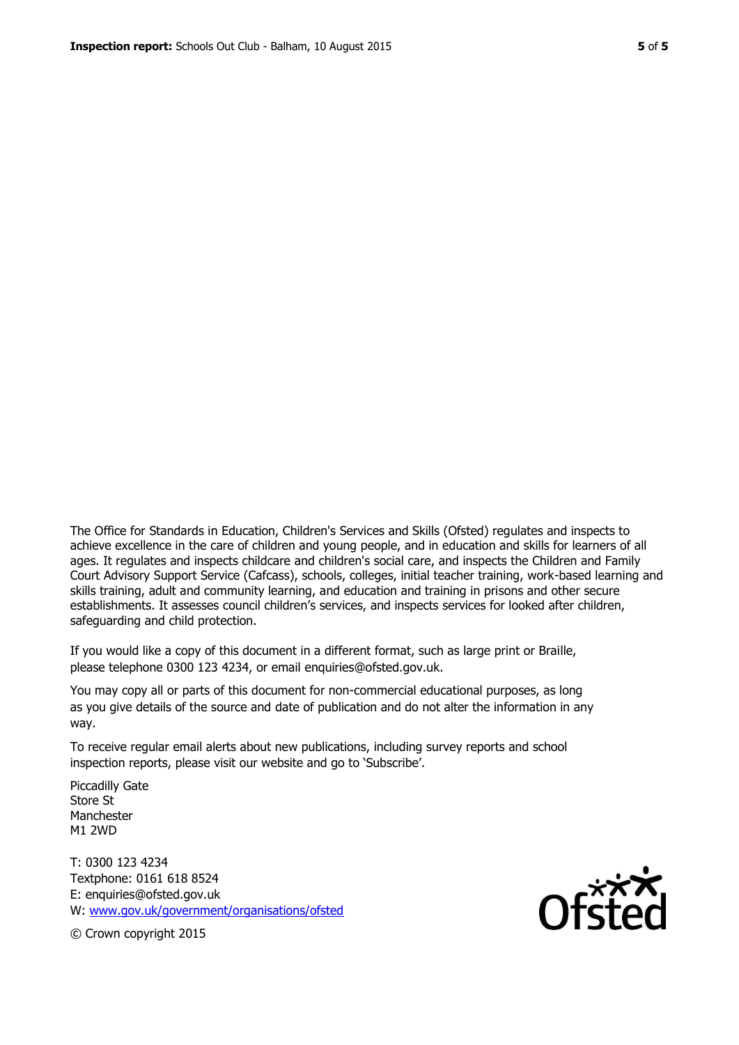The Office for Standards in Education, Children's Services and Skills (Ofsted) regulates and inspects to achieve excellence in the care of children and young people, and in education and skills for learners of all ages. It regulates and inspects childcare and children's social care, and inspects the Children and Family Court Advisory Support Service (Cafcass), schools, colleges, initial teacher training, work-based learning and skills training, adult and community learning, and education and training in prisons and other secure establishments. It assesses council children's services, and inspects services for looked after children, safeguarding and child protection.

If you would like a copy of this document in a different format, such as large print or Braille, please telephone 0300 123 4234, or email enquiries@ofsted.gov.uk.

You may copy all or parts of this document for non-commercial educational purposes, as long as you give details of the source and date of publication and do not alter the information in any way.

To receive regular email alerts about new publications, including survey reports and school inspection reports, please visit our website and go to 'Subscribe'.

Piccadilly Gate
Store St
Manchester
M1 2WD

T: 0300 123 4234
Textphone: 0161 618 8524
E: enquiries@ofsted.gov.uk
W: www.gov.uk/government/organisations/ofsted

© Crown copyright 2015